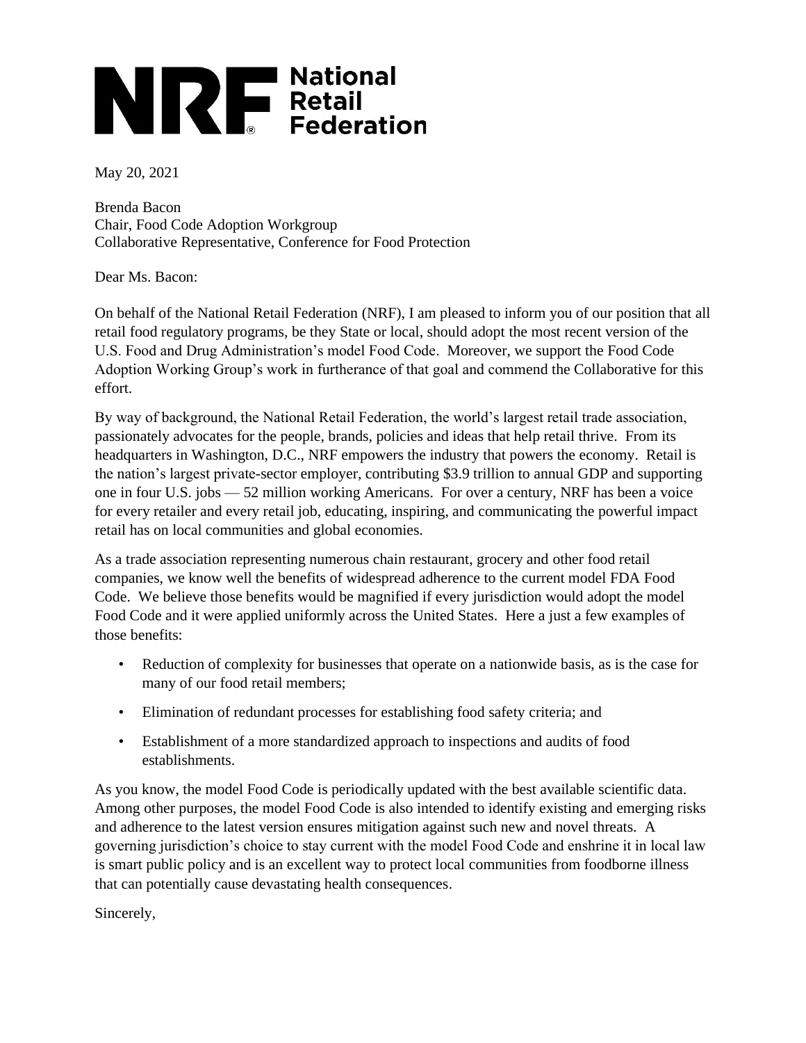# NRF National Retail Federation

May 20, 2021

Brenda Bacon
Chair, Food Code Adoption Workgroup
Collaborative Representative, Conference for Food Protection

Dear Ms. Bacon:

On behalf of the National Retail Federation (NRF), I am pleased to inform you of our position that all retail food regulatory programs, be they State or local, should adopt the most recent version of the U.S. Food and Drug Administration's model Food Code. Moreover, we support the Food Code Adoption Working Group's work in furtherance of that goal and commend the Collaborative for this effort.

By way of background, the National Retail Federation, the world's largest retail trade association, passionately advocates for the people, brands, policies and ideas that help retail thrive. From its headquarters in Washington, D.C., NRF empowers the industry that powers the economy. Retail is the nation's largest private-sector employer, contributing $3.9 trillion to annual GDP and supporting one in four U.S. jobs — 52 million working Americans. For over a century, NRF has been a voice for every retailer and every retail job, educating, inspiring, and communicating the powerful impact retail has on local communities and global economies.

As a trade association representing numerous chain restaurant, grocery and other food retail companies, we know well the benefits of widespread adherence to the current model FDA Food Code. We believe those benefits would be magnified if every jurisdiction would adopt the model Food Code and it were applied uniformly across the United States. Here a just a few examples of those benefits:

- Reduction of complexity for businesses that operate on a nationwide basis, as is the case for many of our food retail members;
- Elimination of redundant processes for establishing food safety criteria; and
- Establishment of a more standardized approach to inspections and audits of food establishments.

As you know, the model Food Code is periodically updated with the best available scientific data. Among other purposes, the model Food Code is also intended to identify existing and emerging risks and adherence to the latest version ensures mitigation against such new and novel threats. A governing jurisdiction's choice to stay current with the model Food Code and enshrine it in local law is smart public policy and is an excellent way to protect local communities from foodborne illness that can potentially cause devastating health consequences.

Sincerely,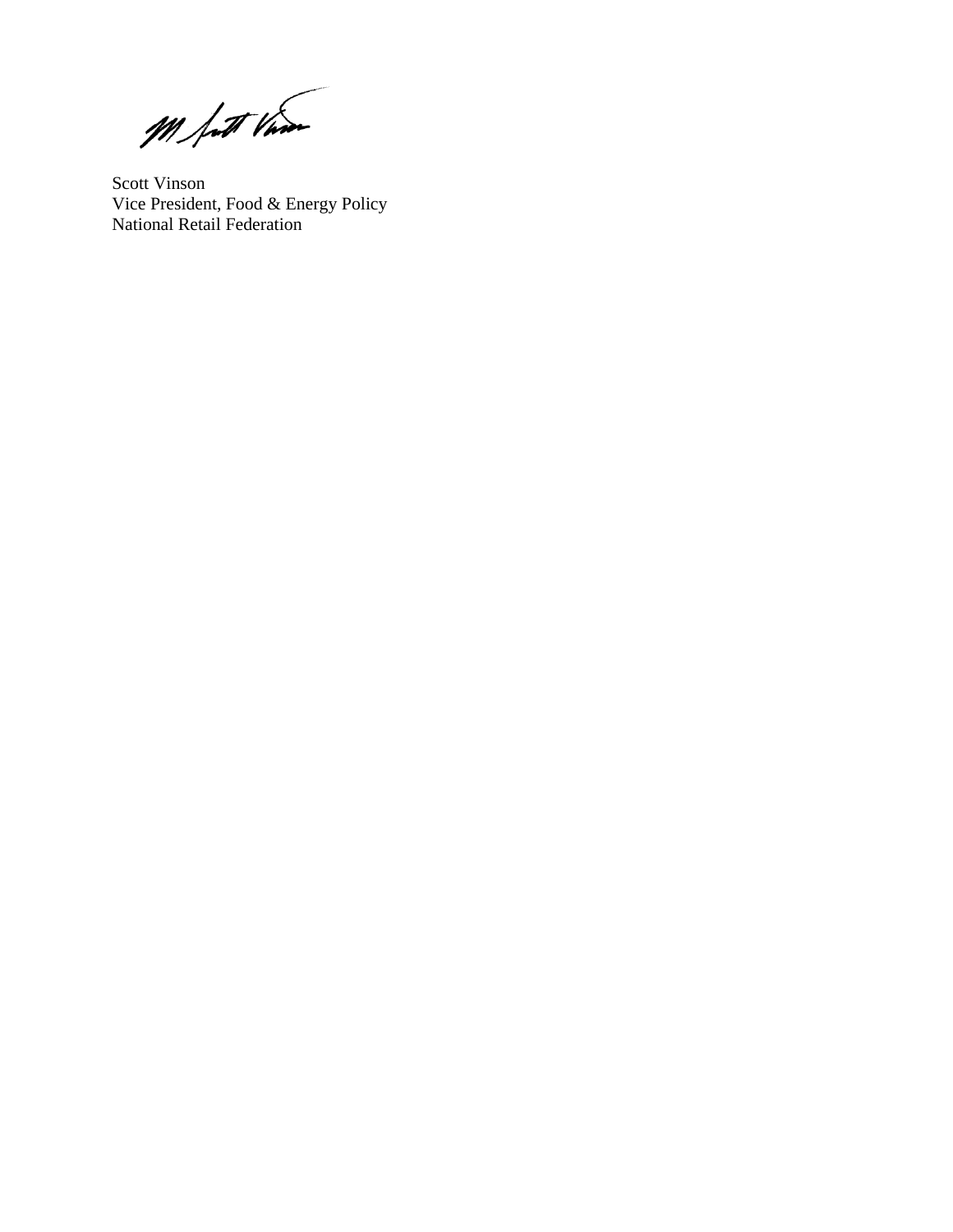Scott Vinson
Vice President, Food & Energy Policy
National Retail Federation